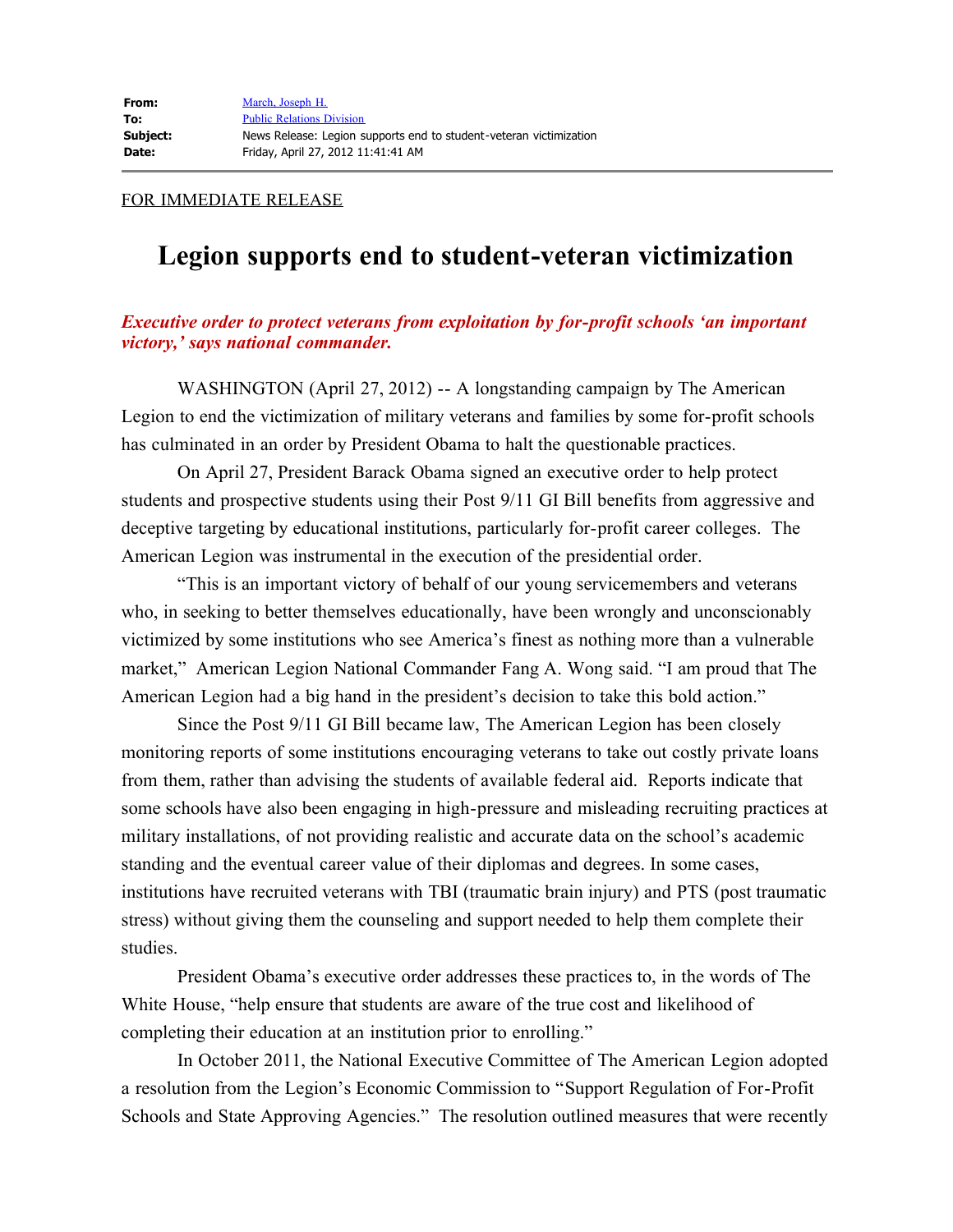| | |
|---|---|
| **From:** | March, Joseph H. |
| **To:** | Public Relations Division |
| **Subject:** | News Release: Legion supports end to student-veteran victimization |
| **Date:** | Friday, April 27, 2012 11:41:41 AM |

FOR IMMEDIATE RELEASE

# Legion supports end to student-veteran victimization

***Executive order to protect veterans from exploitation by for-profit schools 'an important victory,' says national commander.***

WASHINGTON (April 27, 2012) -- A longstanding campaign by The American Legion to end the victimization of military veterans and families by some for-profit schools has culminated in an order by President Obama to halt the questionable practices.

On April 27, President Barack Obama signed an executive order to help protect students and prospective students using their Post 9/11 GI Bill benefits from aggressive and deceptive targeting by educational institutions, particularly for-profit career colleges. The American Legion was instrumental in the execution of the presidential order.

"This is an important victory of behalf of our young servicemembers and veterans who, in seeking to better themselves educationally, have been wrongly and unconscionably victimized by some institutions who see America's finest as nothing more than a vulnerable market," American Legion National Commander Fang A. Wong said. "I am proud that The American Legion had a big hand in the president's decision to take this bold action."

Since the Post 9/11 GI Bill became law, The American Legion has been closely monitoring reports of some institutions encouraging veterans to take out costly private loans from them, rather than advising the students of available federal aid. Reports indicate that some schools have also been engaging in high-pressure and misleading recruiting practices at military installations, of not providing realistic and accurate data on the school's academic standing and the eventual career value of their diplomas and degrees. In some cases, institutions have recruited veterans with TBI (traumatic brain injury) and PTS (post traumatic stress) without giving them the counseling and support needed to help them complete their studies.

President Obama's executive order addresses these practices to, in the words of The White House, "help ensure that students are aware of the true cost and likelihood of completing their education at an institution prior to enrolling."

In October 2011, the National Executive Committee of The American Legion adopted a resolution from the Legion's Economic Commission to "Support Regulation of For-Profit Schools and State Approving Agencies." The resolution outlined measures that were recently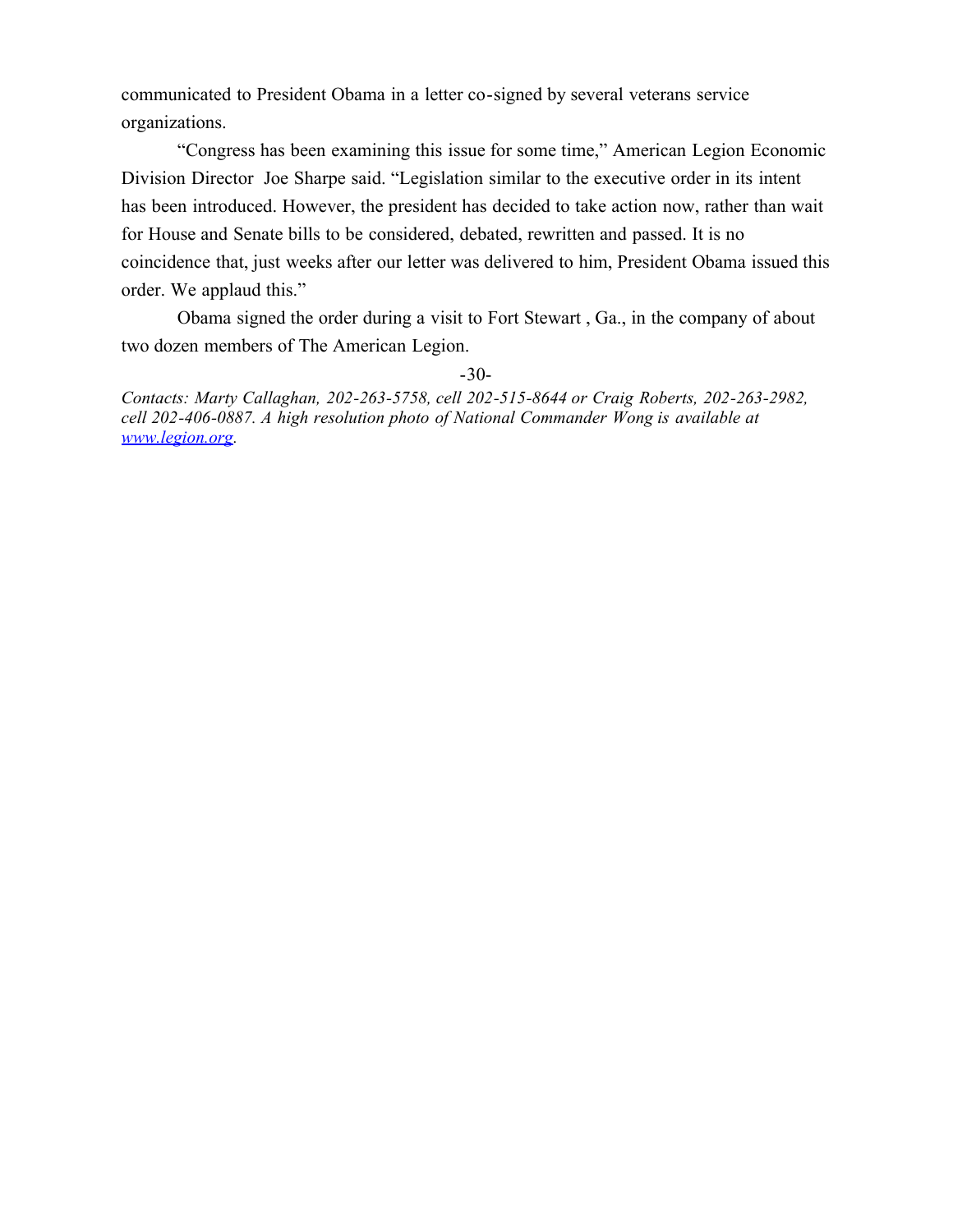communicated to President Obama in a letter co-signed by several veterans service organizations.

"Congress has been examining this issue for some time," American Legion Economic Division Director Joe Sharpe said. "Legislation similar to the executive order in its intent has been introduced. However, the president has decided to take action now, rather than wait for House and Senate bills to be considered, debated, rewritten and passed. It is no coincidence that, just weeks after our letter was delivered to him, President Obama issued this order. We applaud this."

Obama signed the order during a visit to Fort Stewart , Ga., in the company of about two dozen members of The American Legion.

-30-

*Contacts: Marty Callaghan, 202-263-5758, cell 202-515-8644 or Craig Roberts, 202-263-2982, cell 202-406-0887. A high resolution photo of National Commander Wong is available at [www.legion.org](http://www.legion.org).*